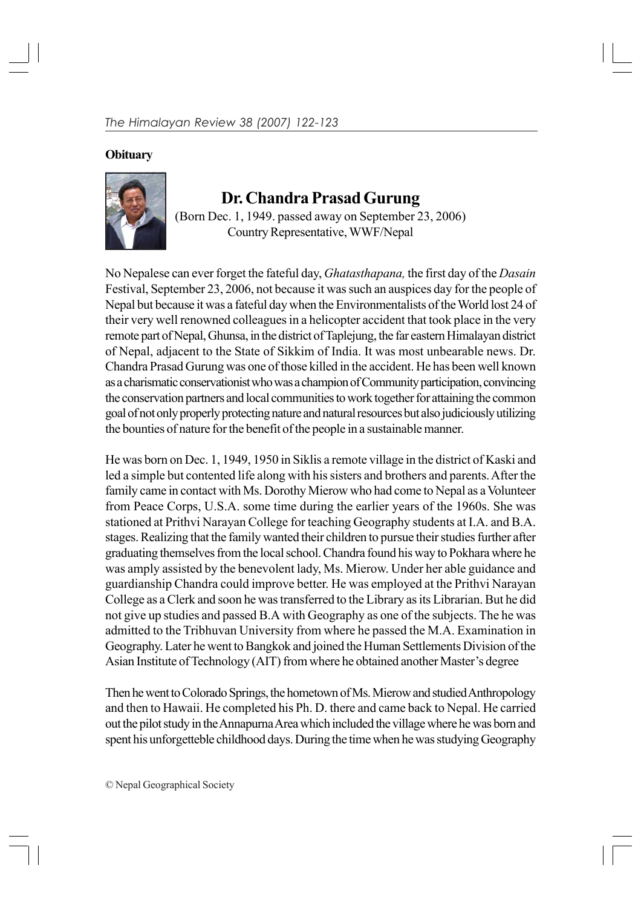**Obituary**

## Dr. Chandra Prasad Gurung

(Born Dec. 1, 1949. passed away on September 23, 2006)
Country Representative, WWF/Nepal

No Nepalese can ever forget the fateful day, *Ghatasthapana,* the first day of the *Dasain* Festival, September 23, 2006, not because it was such an auspices day for the people of Nepal but because it was a fateful day when the Environmentalists of the World lost 24 of their very well renowned colleagues in a helicopter accident that took place in the very remote part of Nepal, Ghunsa, in the district of Taplejung, the far eastern Himalayan district of Nepal, adjacent to the State of Sikkim of India. It was most unbearable news. Dr. Chandra Prasad Gurung was one of those killed in the accident. He has been well known as a charismatic conservationist who was a champion of Community participation, convincing the conservation partners and local communities to work together for attaining the common goal of not only properly protecting nature and natural resources but also judiciously utilizing the bounties of nature for the benefit of the people in a sustainable manner.

He was born on Dec. 1, 1949, 1950 in Siklis a remote village in the district of Kaski and led a simple but contented life along with his sisters and brothers and parents. After the family came in contact with Ms. Dorothy Mierow who had come to Nepal as a Volunteer from Peace Corps, U.S.A. some time during the earlier years of the 1960s. She was stationed at Prithvi Narayan College for teaching Geography students at I.A. and B.A. stages. Realizing that the family wanted their children to pursue their studies further after graduating themselves from the local school. Chandra found his way to Pokhara where he was amply assisted by the benevolent lady, Ms. Mierow. Under her able guidance and guardianship Chandra could improve better. He was employed at the Prithvi Narayan College as a Clerk and soon he was transferred to the Library as its Librarian. But he did not give up studies and passed B.A with Geography as one of the subjects. The he was admitted to the Tribhuvan University from where he passed the M.A. Examination in Geography. Later he went to Bangkok and joined the Human Settlements Division of the Asian Institute of Technology (AIT) from where he obtained another Master's degree

Then he went to Colorado Springs, the hometown of Ms. Mierow and studied Anthropology and then to Hawaii. He completed his Ph. D. there and came back to Nepal. He carried out the pilot study in the Annapurna Area which included the village where he was born and spent his unforgetteble childhood days. During the time when he was studying Geography

© Nepal Geographical Society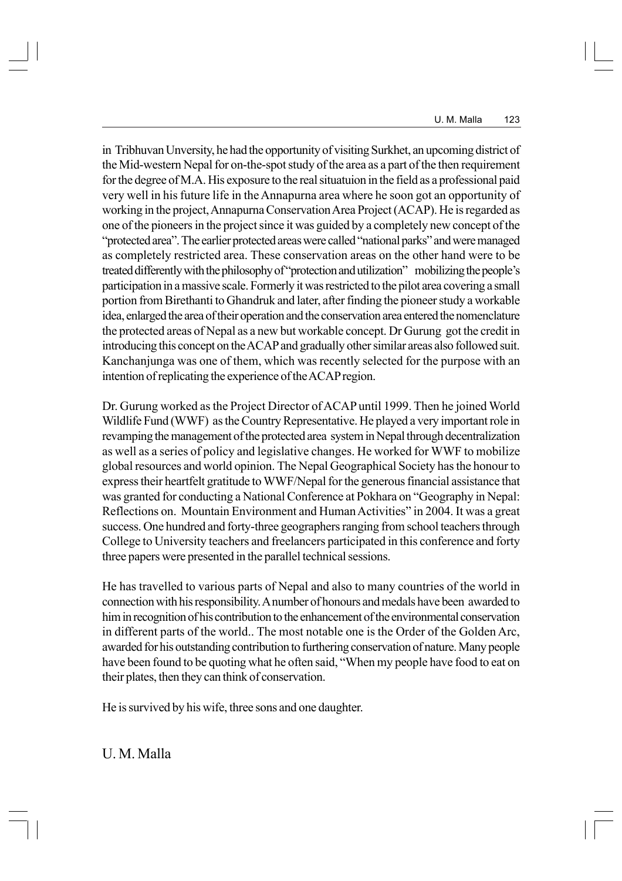in Tribhuvan Unversity, he had the opportunity of visiting Surkhet, an upcoming district of the Mid-western Nepal for on-the-spot study of the area as a part of the then requirement for the degree of M.A. His exposure to the real situatuion in the field as a professional paid very well in his future life in the Annapurna area where he soon got an opportunity of working in the project, Annapurna Conservation Area Project (ACAP). He is regarded as one of the pioneers in the project since it was guided by a completely new concept of the "protected area". The earlier protected areas were called "national parks" and were managed as completely restricted area. These conservation areas on the other hand were to be treated differently with the philosophy of "protection and utilization" mobilizing the people's participation in a massive scale. Formerly it was restricted to the pilot area covering a small portion from Birethanti to Ghandruk and later, after finding the pioneer study a workable idea, enlarged the area of their operation and the conservation area entered the nomenclature the protected areas of Nepal as a new but workable concept. Dr Gurung got the credit in introducing this concept on the ACAP and gradually other similar areas also followed suit. Kanchanjunga was one of them, which was recently selected for the purpose with an intention of replicating the experience of the ACAP region.

Dr. Gurung worked as the Project Director of ACAP until 1999. Then he joined World Wildlife Fund (WWF) as the Country Representative. He played a very important role in revamping the management of the protected area system in Nepal through decentralization as well as a series of policy and legislative changes. He worked for WWF to mobilize global resources and world opinion. The Nepal Geographical Society has the honour to express their heartfelt gratitude to WWF/Nepal for the generous financial assistance that was granted for conducting a National Conference at Pokhara on "Geography in Nepal: Reflections on. Mountain Environment and Human Activities" in 2004. It was a great success. One hundred and forty-three geographers ranging from school teachers through College to University teachers and freelancers participated in this conference and forty three papers were presented in the parallel technical sessions.

He has travelled to various parts of Nepal and also to many countries of the world in connection with his responsibility. A number of honours and medals have been awarded to him in recognition of his contribution to the enhancement of the environmental conservation in different parts of the world.. The most notable one is the Order of the Golden Arc, awarded for his outstanding contribution to furthering conservation of nature. Many people have been found to be quoting what he often said, "When my people have food to eat on their plates, then they can think of conservation.

He is survived by his wife, three sons and one daughter.

U. M. Malla